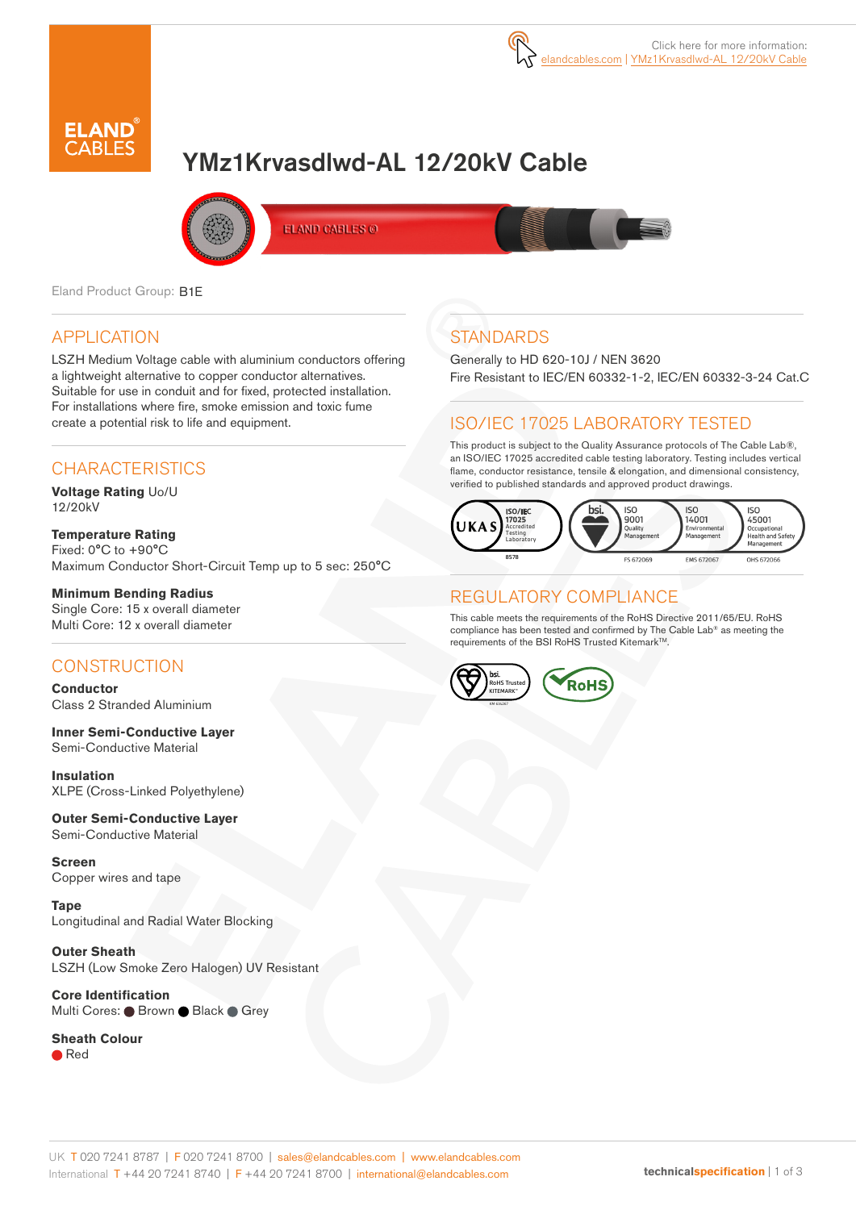Click here for more information: elandcables.com | YMz1Krvasdlwd-AL 12/20kV Cable

# YMz1Krvasdlwd-AL 12/20kV Cable

Eland Product Group: B1E

## APPLICATION

LSZH Medium Voltage cable with aluminium conductors offering a lightweight alternative to copper conductor alternatives. Suitable for use in conduit and for fixed, protected installation. For installations where fire, smoke emission and toxic fume create a potential risk to life and equipment.

## CHARACTERISTICS

**Voltage Rating** Uo/U
12/20kV

**Temperature Rating**
Fixed: 0°C to +90°C
Maximum Conductor Short-Circuit Temp up to 5 sec: 250°C

**Minimum Bending Radius**
Single Core: 15 x overall diameter
Multi Core: 12 x overall diameter

## CONSTRUCTION

**Conductor**
Class 2 Stranded Aluminium

**Inner Semi-Conductive Layer**
Semi-Conductive Material

**Insulation**
XLPE (Cross-Linked Polyethylene)

**Outer Semi-Conductive Layer**
Semi-Conductive Material

**Screen**
Copper wires and tape

**Tape**
Longitudinal and Radial Water Blocking

**Outer Sheath**
LSZH (Low Smoke Zero Halogen) UV Resistant

**Core Identification**
Multi Cores: Brown, Black, Grey

**Sheath Colour**
Red

## STANDARDS

Generally to HD 620-10J / NEN 3620
Fire Resistant to IEC/EN 60332-1-2, IEC/EN 60332-3-24 Cat.C

## ISO/IEC 17025 LABORATORY TESTED

This product is subject to the Quality Assurance protocols of The Cable Lab®, an ISO/IEC 17025 accredited cable testing laboratory. Testing includes vertical flame, conductor resistance, tensile & elongation, and dimensional consistency, verified to published standards and approved product drawings.

UKAS ISO/IEC 17025 Accredited Testing Laboratory 8578 | bsi. ISO 9001 Quality Management FS 672069 | ISO 14001 Environmental Management EMS 672067 | ISO 45001 Occupational Health and Safety Management OHS 672066

## REGULATORY COMPLIANCE

This cable meets the requirements of the RoHS Directive 2011/65/EU. RoHS compliance has been tested and confirmed by The Cable Lab® as meeting the requirements of the BSI RoHS Trusted Kitemark™.

bsi. RoHS Trusted KITEMARK™ | RoHS

UK T 020 7241 8787 | F 020 7241 8700 | sales@elandcables.com | www.elandcables.com
International T +44 20 7241 8740 | F +44 20 7241 8700 | international@elandcables.com

technicalspecification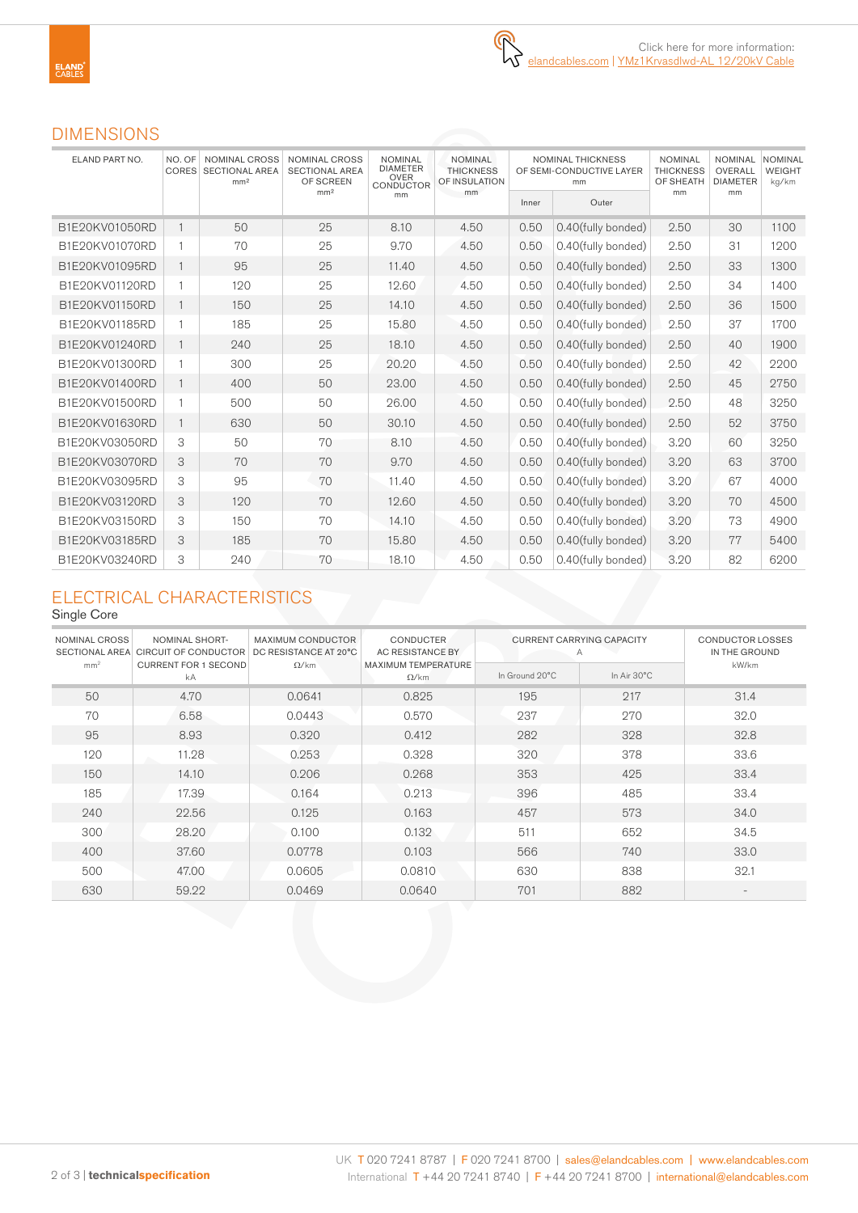Click here for more information: elandcables.com | YMz1Krvasdlwd-AL 12/20kV Cable

## DIMENSIONS

| ELAND PART NO. | NO. OF CORES | NOMINAL CROSS SECTIONAL AREA mm² | NOMINAL CROSS SECTIONAL AREA OF SCREEN mm² | NOMINAL DIAMETER OVER CONDUCTOR mm | NOMINAL THICKNESS OF INSULATION mm | NOMINAL THICKNESS OF SEMI-CONDUCTIVE LAYER mm | | NOMINAL THICKNESS OF SHEATH mm | NOMINAL OVERALL DIAMETER mm | NOMINAL WEIGHT kg/km |
|---|---|---|---|---|---|---|---|---|---|---|
| | | | | | | Inner | Outer | | | |
| B1E20KV01050RD | 1 | 50 | 25 | 8.10 | 4.50 | 0.50 | 0.40(fully bonded) | 2.50 | 30 | 1100 |
| B1E20KV01070RD | 1 | 70 | 25 | 9.70 | 4.50 | 0.50 | 0.40(fully bonded) | 2.50 | 31 | 1200 |
| B1E20KV01095RD | 1 | 95 | 25 | 11.40 | 4.50 | 0.50 | 0.40(fully bonded) | 2.50 | 33 | 1300 |
| B1E20KV01120RD | 1 | 120 | 25 | 12.60 | 4.50 | 0.50 | 0.40(fully bonded) | 2.50 | 34 | 1400 |
| B1E20KV01150RD | 1 | 150 | 25 | 14.10 | 4.50 | 0.50 | 0.40(fully bonded) | 2.50 | 36 | 1500 |
| B1E20KV01185RD | 1 | 185 | 25 | 15.80 | 4.50 | 0.50 | 0.40(fully bonded) | 2.50 | 37 | 1700 |
| B1E20KV01240RD | 1 | 240 | 25 | 18.10 | 4.50 | 0.50 | 0.40(fully bonded) | 2.50 | 40 | 1900 |
| B1E20KV01300RD | 1 | 300 | 25 | 20.20 | 4.50 | 0.50 | 0.40(fully bonded) | 2.50 | 42 | 2200 |
| B1E20KV01400RD | 1 | 400 | 50 | 23.00 | 4.50 | 0.50 | 0.40(fully bonded) | 2.50 | 45 | 2750 |
| B1E20KV01500RD | 1 | 500 | 50 | 26.00 | 4.50 | 0.50 | 0.40(fully bonded) | 2.50 | 48 | 3250 |
| B1E20KV01630RD | 1 | 630 | 50 | 30.10 | 4.50 | 0.50 | 0.40(fully bonded) | 2.50 | 52 | 3750 |
| B1E20KV03050RD | 3 | 50 | 70 | 8.10 | 4.50 | 0.50 | 0.40(fully bonded) | 3.20 | 60 | 3250 |
| B1E20KV03070RD | 3 | 70 | 70 | 9.70 | 4.50 | 0.50 | 0.40(fully bonded) | 3.20 | 63 | 3700 |
| B1E20KV03095RD | 3 | 95 | 70 | 11.40 | 4.50 | 0.50 | 0.40(fully bonded) | 3.20 | 67 | 4000 |
| B1E20KV03120RD | 3 | 120 | 70 | 12.60 | 4.50 | 0.50 | 0.40(fully bonded) | 3.20 | 70 | 4500 |
| B1E20KV03150RD | 3 | 150 | 70 | 14.10 | 4.50 | 0.50 | 0.40(fully bonded) | 3.20 | 73 | 4900 |
| B1E20KV03185RD | 3 | 185 | 70 | 15.80 | 4.50 | 0.50 | 0.40(fully bonded) | 3.20 | 77 | 5400 |
| B1E20KV03240RD | 3 | 240 | 70 | 18.10 | 4.50 | 0.50 | 0.40(fully bonded) | 3.20 | 82 | 6200 |

## ELECTRICAL CHARACTERISTICS

Single Core

| NOMINAL CROSS SECTIONAL AREA mm² | NOMINAL SHORT-CIRCUIT OF CONDUCTOR CURRENT FOR 1 SECOND kA | MAXIMUM CONDUCTOR DC RESISTANCE AT 20°C Ω/km | CONDUCTOR AC RESISTANCE BY MAXIMUM TEMPERATURE Ω/km | CURRENT CARRYING CAPACITY A | | CONDUCTOR LOSSES IN THE GROUND kW/km |
|---|---|---|---|---|---|---|
| | | | | In Ground 20°C | In Air 30°C | |
| 50 | 4.70 | 0.0641 | 0.825 | 195 | 217 | 31.4 |
| 70 | 6.58 | 0.0443 | 0.570 | 237 | 270 | 32.0 |
| 95 | 8.93 | 0.320 | 0.412 | 282 | 328 | 32.8 |
| 120 | 11.28 | 0.253 | 0.328 | 320 | 378 | 33.6 |
| 150 | 14.10 | 0.206 | 0.268 | 353 | 425 | 33.4 |
| 185 | 17.39 | 0.164 | 0.213 | 396 | 485 | 33.4 |
| 240 | 22.56 | 0.125 | 0.163 | 457 | 573 | 34.0 |
| 300 | 28.20 | 0.100 | 0.132 | 511 | 652 | 34.5 |
| 400 | 37.60 | 0.0778 | 0.103 | 566 | 740 | 33.0 |
| 500 | 47.00 | 0.0605 | 0.0810 | 630 | 838 | 32.1 |
| 630 | 59.22 | 0.0469 | 0.0640 | 701 | 882 | - |

UK T 020 7241 8787 | F 020 7241 8700 | sales@elandcables.com | www.elandcables.com
International T +44 20 7241 8740 | F +44 20 7241 8700 | international@elandcables.com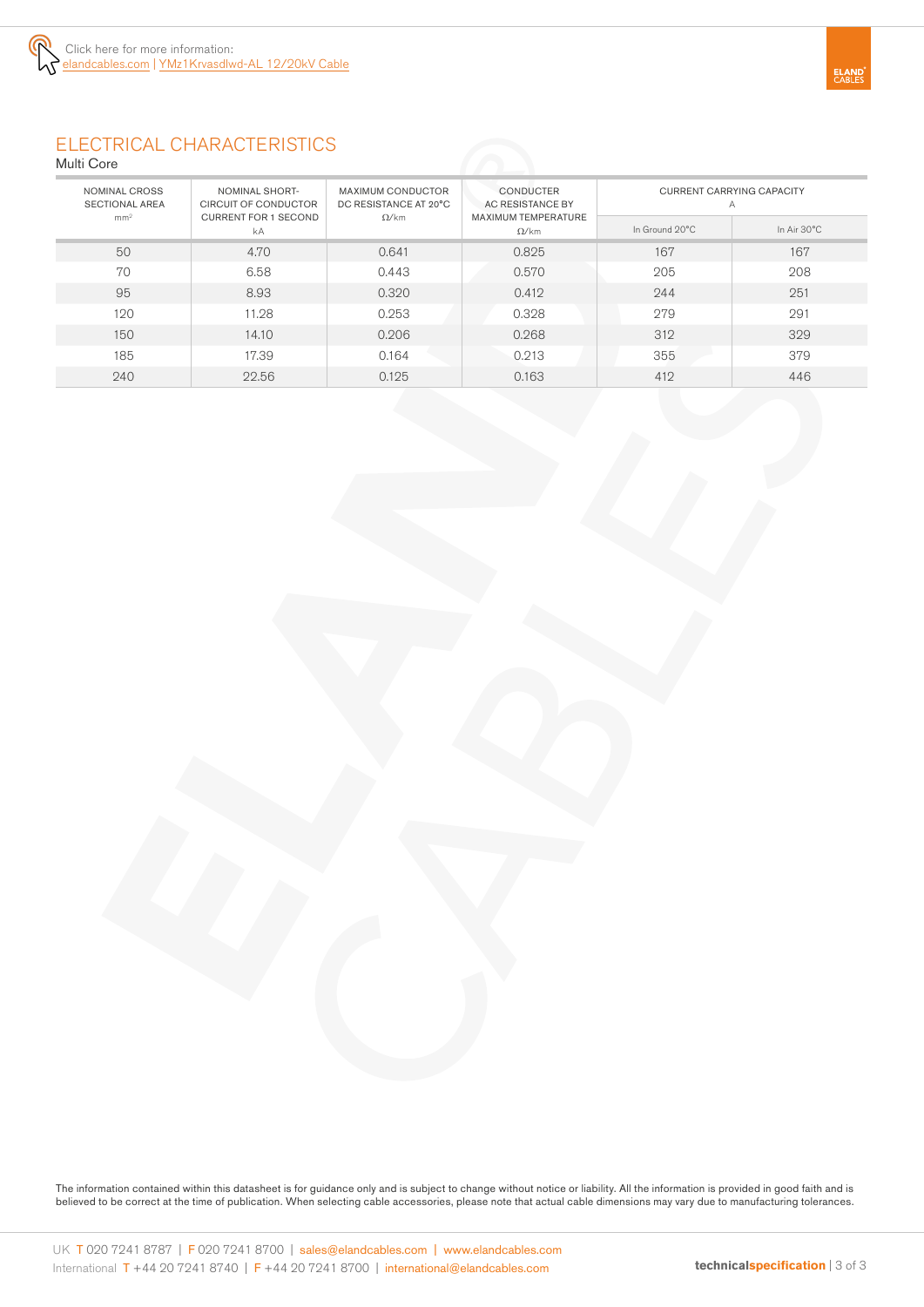Click here for more information:
elandcables.com | YMz1Krvasdlwd-AL 12/20kV Cable

## ELECTRICAL CHARACTERISTICS

Multi Core

| NOMINAL CROSS SECTIONAL AREA mm² | NOMINAL SHORT-CIRCUIT OF CONDUCTOR CURRENT FOR 1 SECOND kA | MAXIMUM CONDUCTOR DC RESISTANCE AT 20°C Ω/km | CONDUCTER AC RESISTANCE BY MAXIMUM TEMPERATURE Ω/km | CURRENT CARRYING CAPACITY A | |
|---|---|---|---|---|---|
| | | | | In Ground 20°C | In Air 30°C |
| 50 | 4.70 | 0.641 | 0.825 | 167 | 167 |
| 70 | 6.58 | 0.443 | 0.570 | 205 | 208 |
| 95 | 8.93 | 0.320 | 0.412 | 244 | 251 |
| 120 | 11.28 | 0.253 | 0.328 | 279 | 291 |
| 150 | 14.10 | 0.206 | 0.268 | 312 | 329 |
| 185 | 17.39 | 0.164 | 0.213 | 355 | 379 |
| 240 | 22.56 | 0.125 | 0.163 | 412 | 446 |

The information contained within this datasheet is for guidance only and is subject to change without notice or liability. All the information is provided in good faith and is believed to be correct at the time of publication. When selecting cable accessories, please note that actual cable dimensions may vary due to manufacturing tolerances.

UK T 020 7241 8787 | F 020 7241 8700 | sales@elandcables.com | www.elandcables.com
International T +44 20 7241 8740 | F +44 20 7241 8700 | international@elandcables.com